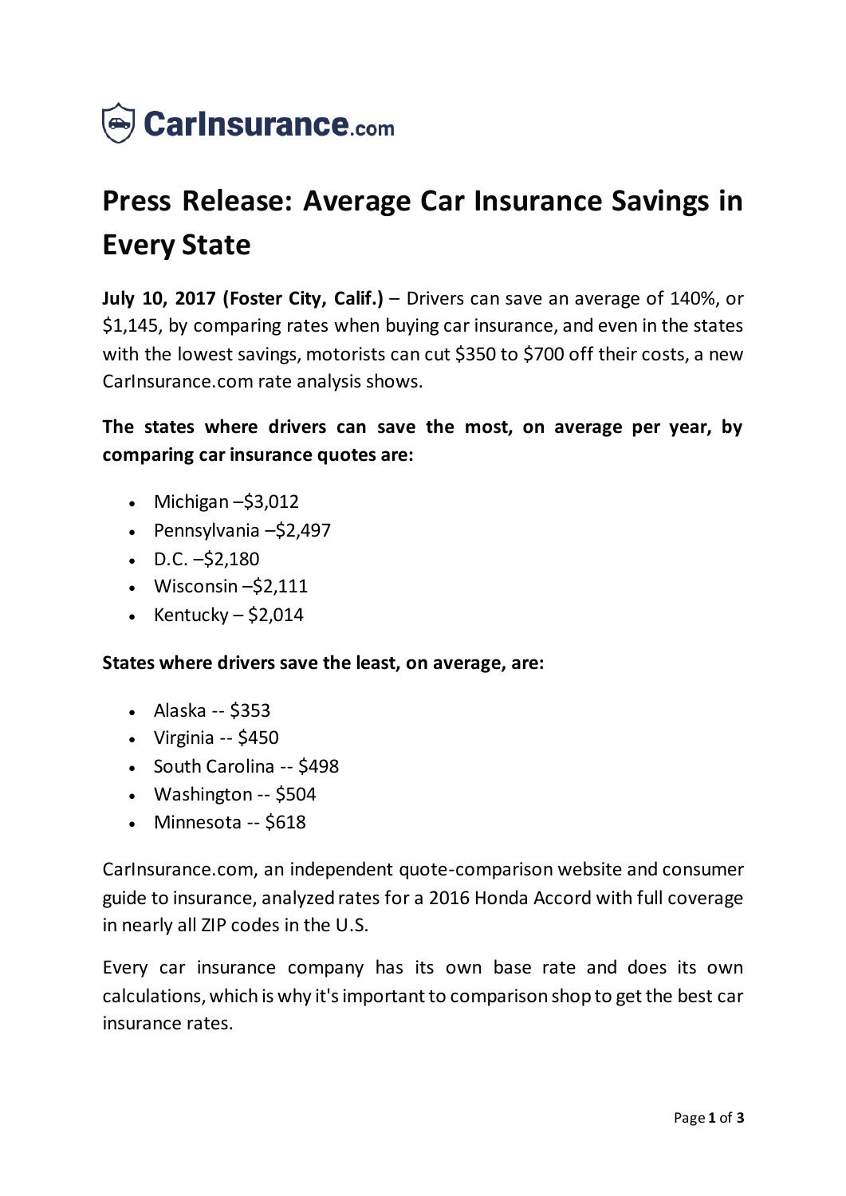CarInsurance.com

# Press Release: Average Car Insurance Savings in Every State

**July 10, 2017 (Foster City, Calif.)** – Drivers can save an average of 140%, or $1,145, by comparing rates when buying car insurance, and even in the states with the lowest savings, motorists can cut $350 to $700 off their costs, a new CarInsurance.com rate analysis shows.

**The states where drivers can save the most, on average per year, by comparing car insurance quotes are:**

- Michigan –$3,012
- Pennsylvania –$2,497
- D.C. –$2,180
- Wisconsin –$2,111
- Kentucky – $2,014

**States where drivers save the least, on average, are:**

- Alaska -- $353
- Virginia -- $450
- South Carolina -- $498
- Washington -- $504
- Minnesota -- $618

CarInsurance.com, an independent quote-comparison website and consumer guide to insurance, analyzed rates for a 2016 Honda Accord with full coverage in nearly all ZIP codes in the U.S.

Every car insurance company has its own base rate and does its own calculations, which is why it's important to comparison shop to get the best car insurance rates.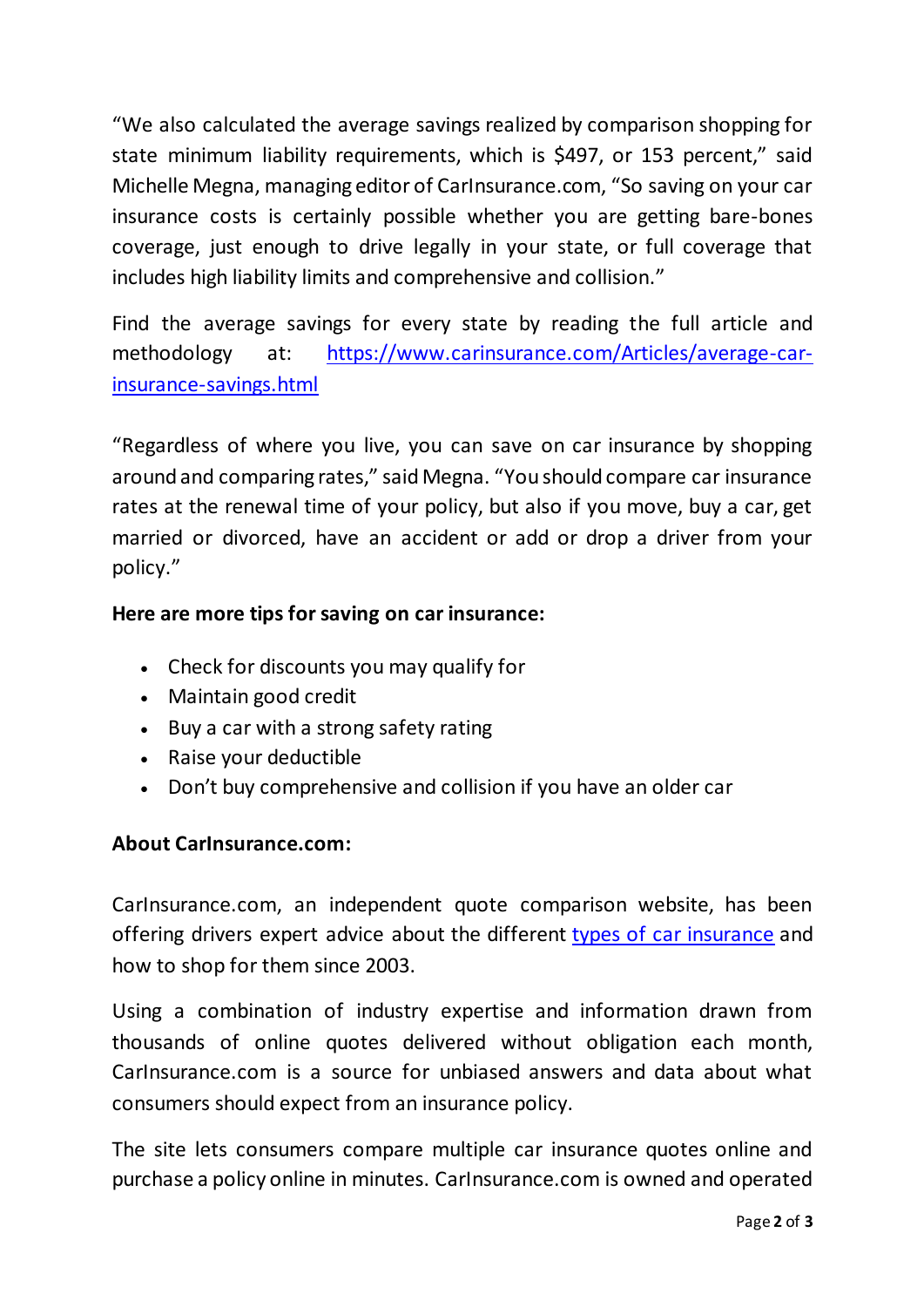"We also calculated the average savings realized by comparison shopping for state minimum liability requirements, which is $497, or 153 percent," said Michelle Megna, managing editor of CarInsurance.com, "So saving on your car insurance costs is certainly possible whether you are getting bare-bones coverage, just enough to drive legally in your state, or full coverage that includes high liability limits and comprehensive and collision."

Find the average savings for every state by reading the full article and methodology at: [https://www.carinsurance.com/Articles/average-car-insurance-savings.html](https://www.carinsurance.com/Articles/average-car-insurance-savings.html)

"Regardless of where you live, you can save on car insurance by shopping around and comparing rates," said Megna. "You should compare car insurance rates at the renewal time of your policy, but also if you move, buy a car, get married or divorced, have an accident or add or drop a driver from your policy."

**Here are more tips for saving on car insurance:**

- Check for discounts you may qualify for
- Maintain good credit
- Buy a car with a strong safety rating
- Raise your deductible
- Don't buy comprehensive and collision if you have an older car

**About CarInsurance.com:**

CarInsurance.com, an independent quote comparison website, has been offering drivers expert advice about the different [types of car insurance]() and how to shop for them since 2003.

Using a combination of industry expertise and information drawn from thousands of online quotes delivered without obligation each month, CarInsurance.com is a source for unbiased answers and data about what consumers should expect from an insurance policy.

The site lets consumers compare multiple car insurance quotes online and purchase a policy online in minutes. CarInsurance.com is owned and operated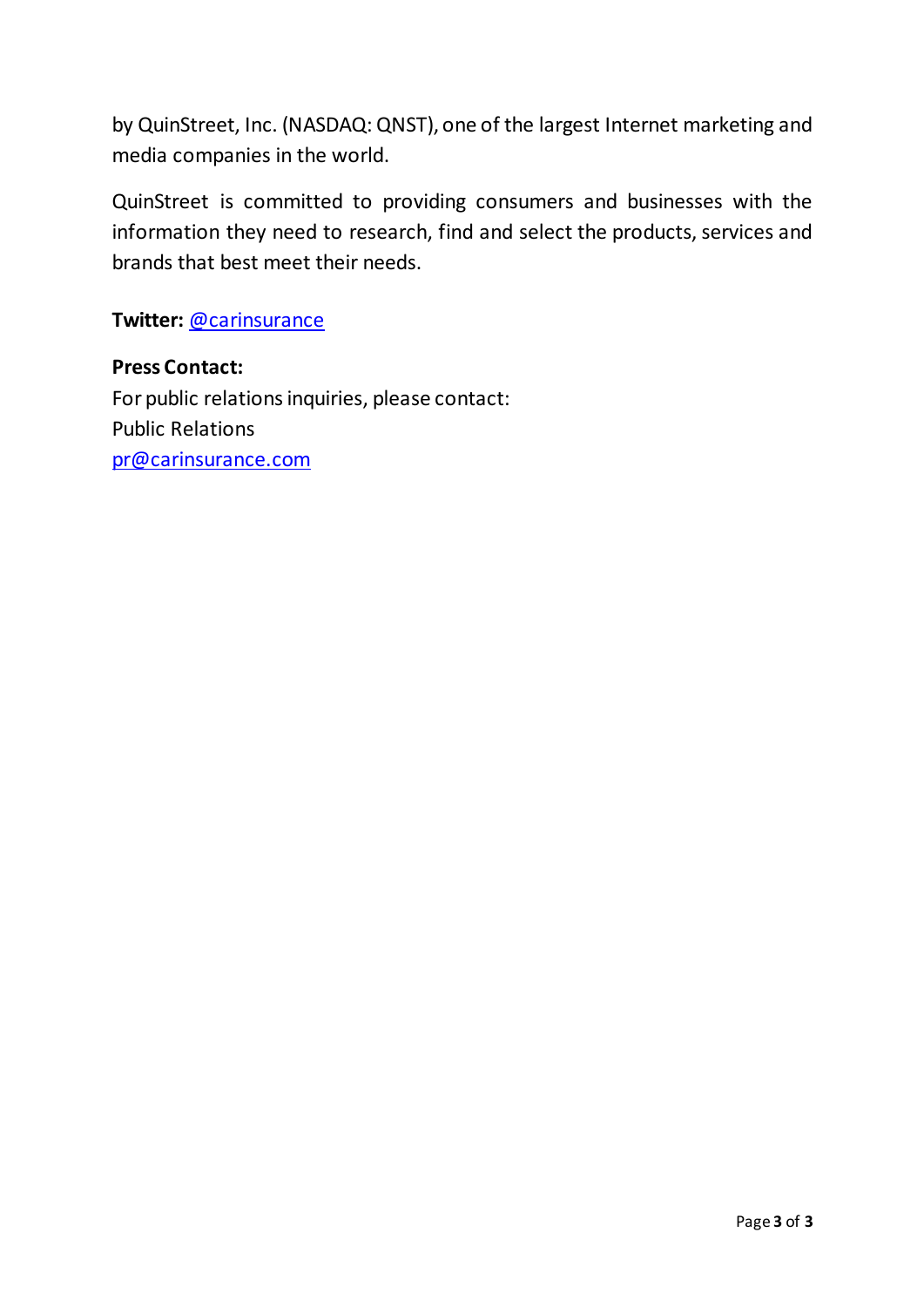by QuinStreet, Inc. (NASDAQ: QNST), one of the largest Internet marketing and media companies in the world.

QuinStreet is committed to providing consumers and businesses with the information they need to research, find and select the products, services and brands that best meet their needs.

**Twitter:** @carinsurance

**Press Contact:**
For public relations inquiries, please contact:
Public Relations
pr@carinsurance.com